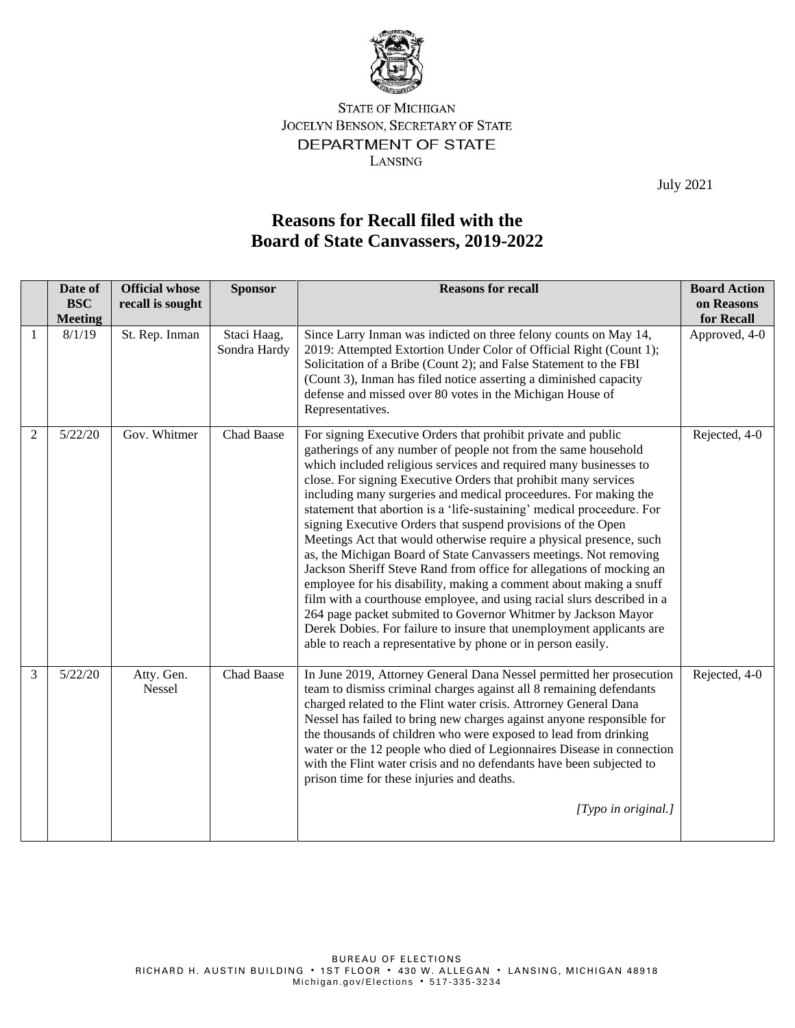STATE OF MICHIGAN
JOCELYN BENSON, SECRETARY OF STATE
DEPARTMENT OF STATE
LANSING

July 2021

# Reasons for Recall filed with the Board of State Canvassers, 2019-2022

| | Date of BSC Meeting | Official whose recall is sought | Sponsor | Reasons for recall | Board Action on Reasons for Recall |
|---|---|---|---|---|---|
| 1 | 8/1/19 | St. Rep. Inman | Staci Haag, Sondra Hardy | Since Larry Inman was indicted on three felony counts on May 14, 2019: Attempted Extortion Under Color of Official Right (Count 1); Solicitation of a Bribe (Count 2); and False Statement to the FBI (Count 3), Inman has filed notice asserting a diminished capacity defense and missed over 80 votes in the Michigan House of Representatives. | Approved, 4-0 |
| 2 | 5/22/20 | Gov. Whitmer | Chad Baase | For signing Executive Orders that prohibit private and public gatherings of any number of people not from the same household which included religious services and required many businesses to close. For signing Executive Orders that prohibit many services including many surgeries and medical proceedures. For making the statement that abortion is a 'life-sustaining' medical proceedure. For signing Executive Orders that suspend provisions of the Open Meetings Act that would otherwise require a physical presence, such as, the Michigan Board of State Canvassers meetings. Not removing Jackson Sheriff Steve Rand from office for allegations of mocking an employee for his disability, making a comment about making a snuff film with a courthouse employee, and using racial slurs described in a 264 page packet submited to Governor Whitmer by Jackson Mayor Derek Dobies. For failure to insure that unemployment applicants are able to reach a representative by phone or in person easily. | Rejected, 4-0 |
| 3 | 5/22/20 | Atty. Gen. Nessel | Chad Baase | In June 2019, Attorney General Dana Nessel permitted her prosecution team to dismiss criminal charges against all 8 remaining defendants charged related to the Flint water crisis. Attrorney General Dana Nessel has failed to bring new charges against anyone responsible for the thousands of children who were exposed to lead from drinking water or the 12 people who died of Legionnaires Disease in connection with the Flint water crisis and no defendants have been subjected to prison time for these injuries and deaths. *[Typo in original.]* | Rejected, 4-0 |

BUREAU OF ELECTIONS
RICHARD H. AUSTIN BUILDING • 1ST FLOOR • 430 W. ALLEGAN • LANSING, MICHIGAN 48918
Michigan.gov/Elections • 517-335-3234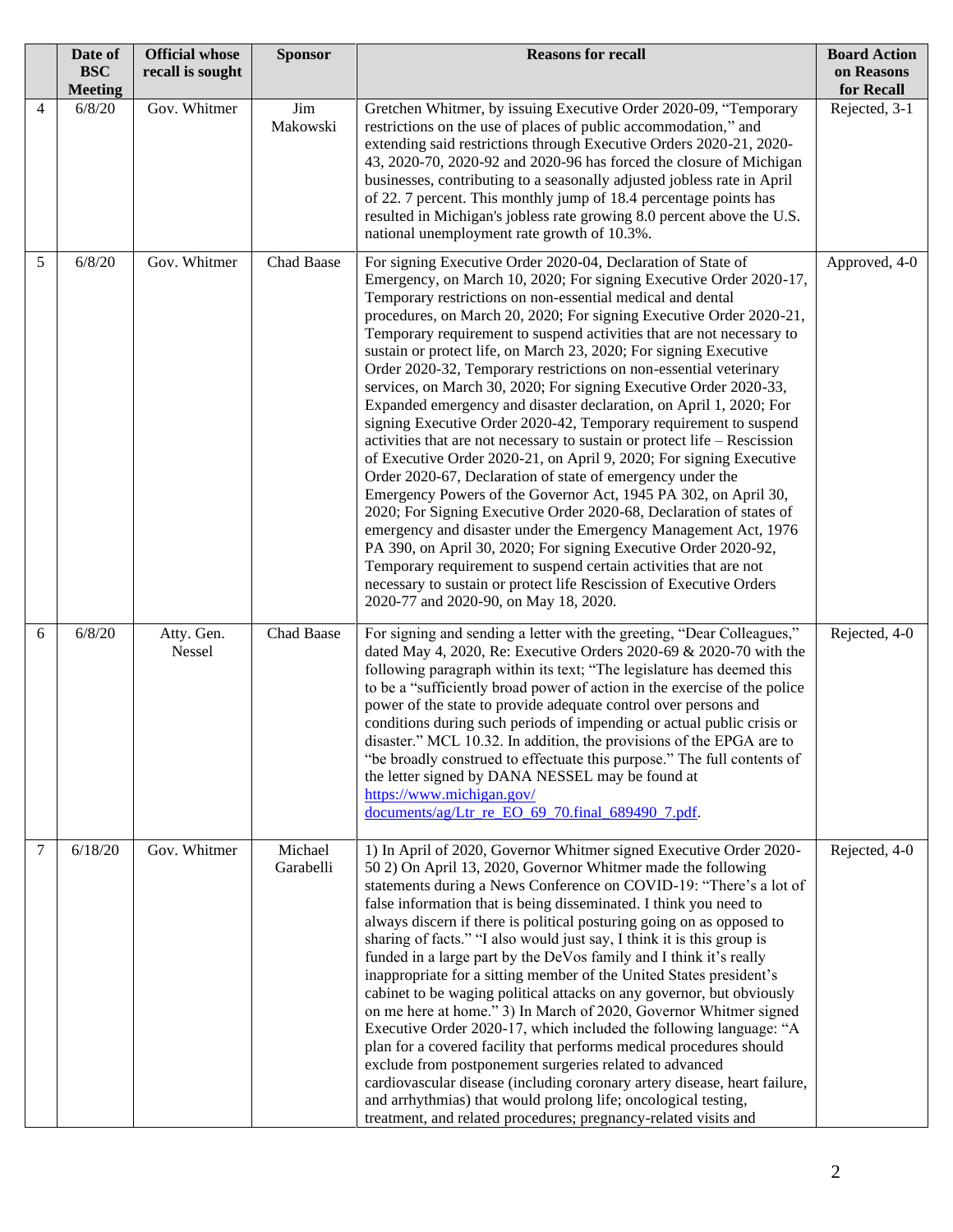|  | Date of BSC Meeting | Official whose recall is sought | Sponsor | Reasons for recall | Board Action on Reasons for Recall |
|---|---|---|---|---|---|
| 4 | 6/8/20 | Gov. Whitmer | Jim Makowski | Gretchen Whitmer, by issuing Executive Order 2020-09, "Temporary restrictions on the use of places of public accommodation," and extending said restrictions through Executive Orders 2020-21, 2020-43, 2020-70, 2020-92 and 2020-96 has forced the closure of Michigan businesses, contributing to a seasonally adjusted jobless rate in April of 22. 7 percent. This monthly jump of 18.4 percentage points has resulted in Michigan's jobless rate growing 8.0 percent above the U.S. national unemployment rate growth of 10.3%. | Rejected, 3-1 |
| 5 | 6/8/20 | Gov. Whitmer | Chad Baase | For signing Executive Order 2020-04, Declaration of State of Emergency, on March 10, 2020; For signing Executive Order 2020-17, Temporary restrictions on non-essential medical and dental procedures, on March 20, 2020; For signing Executive Order 2020-21, Temporary requirement to suspend activities that are not necessary to sustain or protect life, on March 23, 2020; For signing Executive Order 2020-32, Temporary restrictions on non-essential veterinary services, on March 30, 2020; For signing Executive Order 2020-33, Expanded emergency and disaster declaration, on April 1, 2020; For signing Executive Order 2020-42, Temporary requirement to suspend activities that are not necessary to sustain or protect life – Rescission of Executive Order 2020-21, on April 9, 2020; For signing Executive Order 2020-67, Declaration of state of emergency under the Emergency Powers of the Governor Act, 1945 PA 302, on April 30, 2020; For Signing Executive Order 2020-68, Declaration of states of emergency and disaster under the Emergency Management Act, 1976 PA 390, on April 30, 2020; For signing Executive Order 2020-92, Temporary requirement to suspend certain activities that are not necessary to sustain or protect life Rescission of Executive Orders 2020-77 and 2020-90, on May 18, 2020. | Approved, 4-0 |
| 6 | 6/8/20 | Atty. Gen. Nessel | Chad Baase | For signing and sending a letter with the greeting, "Dear Colleagues," dated May 4, 2020, Re: Executive Orders 2020-69 & 2020-70 with the following paragraph within its text; "The legislature has deemed this to be a "sufficiently broad power of action in the exercise of the police power of the state to provide adequate control over persons and conditions during such periods of impending or actual public crisis or disaster." MCL 10.32. In addition, the provisions of the EPGA are to "be broadly construed to effectuate this purpose." The full contents of the letter signed by DANA NESSEL may be found at https://www.michigan.gov/documents/ag/Ltr_re_EO_69_70.final_689490_7.pdf. | Rejected, 4-0 |
| 7 | 6/18/20 | Gov. Whitmer | Michael Garabelli | 1) In April of 2020, Governor Whitmer signed Executive Order 2020-50 2) On April 13, 2020, Governor Whitmer made the following statements during a News Conference on COVID-19: "There's a lot of false information that is being disseminated. I think you need to always discern if there is political posturing going on as opposed to sharing of facts." "I also would just say, I think it is this group is funded in a large part by the DeVos family and I think it's really inappropriate for a sitting member of the United States president's cabinet to be waging political attacks on any governor, but obviously on me here at home." 3) In March of 2020, Governor Whitmer signed Executive Order 2020-17, which included the following language: "A plan for a covered facility that performs medical procedures should exclude from postponement surgeries related to advanced cardiovascular disease (including coronary artery disease, heart failure, and arrhythmias) that would prolong life; oncological testing, treatment, and related procedures; pregnancy-related visits and | Rejected, 4-0 |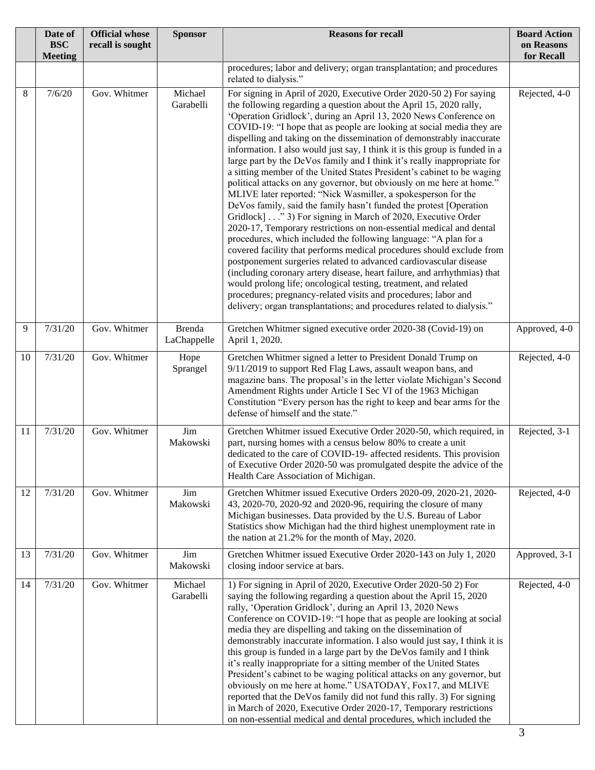|  | Date of BSC Meeting | Official whose recall is sought | Sponsor | Reasons for recall | Board Action on Reasons for Recall |
|---|---|---|---|---|---|
|  |  |  |  | procedures; labor and delivery; organ transplantation; and procedures related to dialysis." |  |
| 8 | 7/6/20 | Gov. Whitmer | Michael Garabelli | For signing in April of 2020, Executive Order 2020-50 2) For saying the following regarding a question about the April 15, 2020 rally, 'Operation Gridlock', during an April 13, 2020 News Conference on COVID-19: "I hope that as people are looking at social media they are dispelling and taking on the dissemination of demonstrably inaccurate information. I also would just say, I think it is this group is funded in a large part by the DeVos family and I think it's really inappropriate for a sitting member of the United States President's cabinet to be waging political attacks on any governor, but obviously on me here at home." MLIVE later reported: "Nick Wasmiller, a spokesperson for the DeVos family, said the family hasn't funded the protest [Operation Gridlock] . . ." 3) For signing in March of 2020, Executive Order 2020-17, Temporary restrictions on non-essential medical and dental procedures, which included the following language: "A plan for a covered facility that performs medical procedures should exclude from postponement surgeries related to advanced cardiovascular disease (including coronary artery disease, heart failure, and arrhythmias) that would prolong life; oncological testing, treatment, and related procedures; pregnancy-related visits and procedures; labor and delivery; organ transplantations; and procedures related to dialysis." | Rejected, 4-0 |
| 9 | 7/31/20 | Gov. Whitmer | Brenda LaChappelle | Gretchen Whitmer signed executive order 2020-38 (Covid-19) on April 1, 2020. | Approved, 4-0 |
| 10 | 7/31/20 | Gov. Whitmer | Hope Sprangel | Gretchen Whitmer signed a letter to President Donald Trump on 9/11/2019 to support Red Flag Laws, assault weapon bans, and magazine bans. The proposal's in the letter violate Michigan's Second Amendment Rights under Article I Sec VI of the 1963 Michigan Constitution "Every person has the right to keep and bear arms for the defense of himself and the state." | Rejected, 4-0 |
| 11 | 7/31/20 | Gov. Whitmer | Jim Makowski | Gretchen Whitmer issued Executive Order 2020-50, which required, in part, nursing homes with a census below 80% to create a unit dedicated to the care of COVID-19- affected residents. This provision of Executive Order 2020-50 was promulgated despite the advice of the Health Care Association of Michigan. | Rejected, 3-1 |
| 12 | 7/31/20 | Gov. Whitmer | Jim Makowski | Gretchen Whitmer issued Executive Orders 2020-09, 2020-21, 2020-43, 2020-70, 2020-92 and 2020-96, requiring the closure of many Michigan businesses. Data provided by the U.S. Bureau of Labor Statistics show Michigan had the third highest unemployment rate in the nation at 21.2% for the month of May, 2020. | Rejected, 4-0 |
| 13 | 7/31/20 | Gov. Whitmer | Jim Makowski | Gretchen Whitmer issued Executive Order 2020-143 on July 1, 2020 closing indoor service at bars. | Approved, 3-1 |
| 14 | 7/31/20 | Gov. Whitmer | Michael Garabelli | 1) For signing in April of 2020, Executive Order 2020-50 2) For saying the following regarding a question about the April 15, 2020 rally, 'Operation Gridlock', during an April 13, 2020 News Conference on COVID-19: "I hope that as people are looking at social media they are dispelling and taking on the dissemination of demonstrably inaccurate information. I also would just say, I think it is this group is funded in a large part by the DeVos family and I think it's really inappropriate for a sitting member of the United States President's cabinet to be waging political attacks on any governor, but obviously on me here at home." USATODAY, Fox17, and MLIVE reported that the DeVos family did not fund this rally. 3) For signing in March of 2020, Executive Order 2020-17, Temporary restrictions on non-essential medical and dental procedures, which included the | Rejected, 4-0 |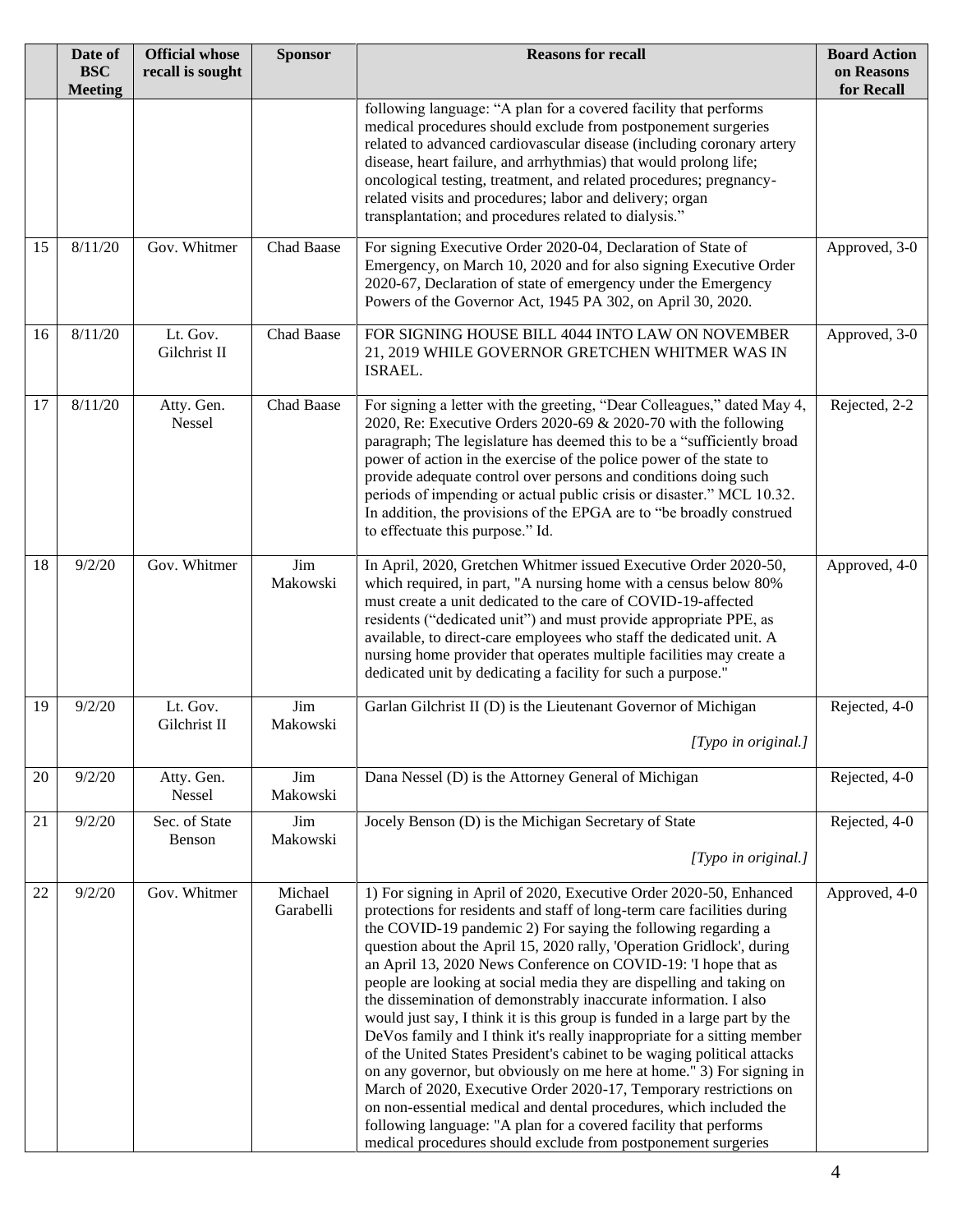| | Date of BSC Meeting | Official whose recall is sought | Sponsor | Reasons for recall | Board Action on Reasons for Recall |
|---|---|---|---|---|---|
| | | | | following language: "A plan for a covered facility that performs medical procedures should exclude from postponement surgeries related to advanced cardiovascular disease (including coronary artery disease, heart failure, and arrhythmias) that would prolong life; oncological testing, treatment, and related procedures; pregnancy-related visits and procedures; labor and delivery; organ transplantation; and procedures related to dialysis." | |
| 15 | 8/11/20 | Gov. Whitmer | Chad Baase | For signing Executive Order 2020-04, Declaration of State of Emergency, on March 10, 2020 and for also signing Executive Order 2020-67, Declaration of state of emergency under the Emergency Powers of the Governor Act, 1945 PA 302, on April 30, 2020. | Approved, 3-0 |
| 16 | 8/11/20 | Lt. Gov. Gilchrist II | Chad Baase | FOR SIGNING HOUSE BILL 4044 INTO LAW ON NOVEMBER 21, 2019 WHILE GOVERNOR GRETCHEN WHITMER WAS IN ISRAEL. | Approved, 3-0 |
| 17 | 8/11/20 | Atty. Gen. Nessel | Chad Baase | For signing a letter with the greeting, "Dear Colleagues," dated May 4, 2020, Re: Executive Orders 2020-69 & 2020-70 with the following paragraph; The legislature has deemed this to be a "sufficiently broad power of action in the exercise of the police power of the state to provide adequate control over persons and conditions doing such periods of impending or actual public crisis or disaster." MCL 10.32. In addition, the provisions of the EPGA are to "be broadly construed to effectuate this purpose." Id. | Rejected, 2-2 |
| 18 | 9/2/20 | Gov. Whitmer | Jim Makowski | In April, 2020, Gretchen Whitmer issued Executive Order 2020-50, which required, in part, "A nursing home with a census below 80% must create a unit dedicated to the care of COVID-19-affected residents ("dedicated unit") and must provide appropriate PPE, as available, to direct-care employees who staff the dedicated unit. A nursing home provider that operates multiple facilities may create a dedicated unit by dedicating a facility for such a purpose." | Approved, 4-0 |
| 19 | 9/2/20 | Lt. Gov. Gilchrist II | Jim Makowski | Garlan Gilchrist II (D) is the Lieutenant Governor of Michigan *[Typo in original.]* | Rejected, 4-0 |
| 20 | 9/2/20 | Atty. Gen. Nessel | Jim Makowski | Dana Nessel (D) is the Attorney General of Michigan | Rejected, 4-0 |
| 21 | 9/2/20 | Sec. of State Benson | Jim Makowski | Jocely Benson (D) is the Michigan Secretary of State *[Typo in original.]* | Rejected, 4-0 |
| 22 | 9/2/20 | Gov. Whitmer | Michael Garabelli | 1) For signing in April of 2020, Executive Order 2020-50, Enhanced protections for residents and staff of long-term care facilities during the COVID-19 pandemic 2) For saying the following regarding a question about the April 15, 2020 rally, 'Operation Gridlock', during an April 13, 2020 News Conference on COVID-19: 'I hope that as people are looking at social media they are dispelling and taking on the dissemination of demonstrably inaccurate information. I also would just say, I think it is this group is funded in a large part by the DeVos family and I think it's really inappropriate for a sitting member of the United States President's cabinet to be waging political attacks on any governor, but obviously on me here at home." 3) For signing in March of 2020, Executive Order 2020-17, Temporary restrictions on on non-essential medical and dental procedures, which included the following language: "A plan for a covered facility that performs medical procedures should exclude from postponement surgeries | Approved, 4-0 |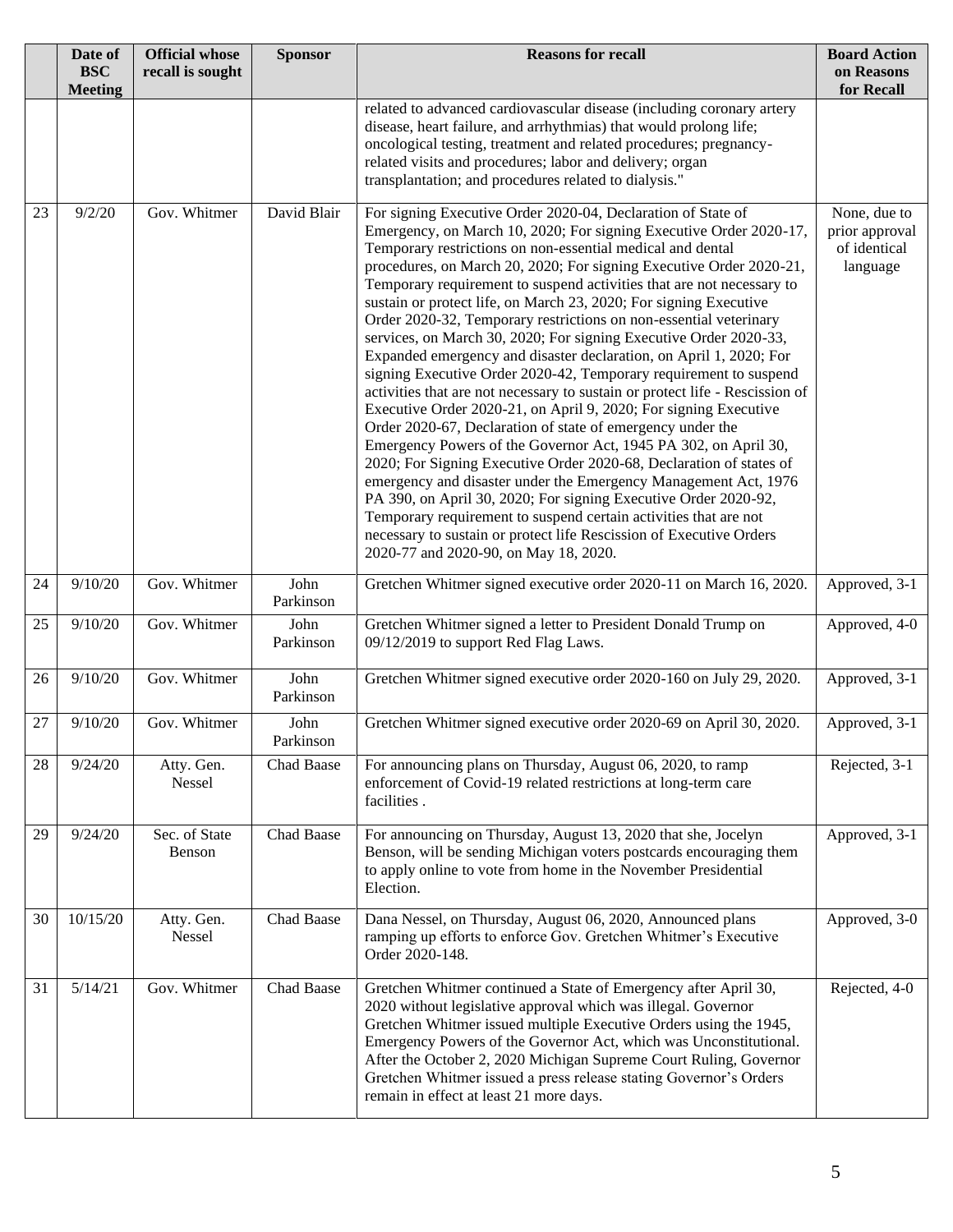| | Date of BSC Meeting | Official whose recall is sought | Sponsor | Reasons for recall | Board Action on Reasons for Recall |
|---|---|---|---|---|---|
| | | | | related to advanced cardiovascular disease (including coronary artery disease, heart failure, and arrhythmias) that would prolong life; oncological testing, treatment and related procedures; pregnancy-related visits and procedures; labor and delivery; organ transplantation; and procedures related to dialysis." | |
| 23 | 9/2/20 | Gov. Whitmer | David Blair | For signing Executive Order 2020-04, Declaration of State of Emergency, on March 10, 2020; For signing Executive Order 2020-17, Temporary restrictions on non-essential medical and dental procedures, on March 20, 2020; For signing Executive Order 2020-21, Temporary requirement to suspend activities that are not necessary to sustain or protect life, on March 23, 2020; For signing Executive Order 2020-32, Temporary restrictions on non-essential veterinary services, on March 30, 2020; For signing Executive Order 2020-33, Expanded emergency and disaster declaration, on April 1, 2020; For signing Executive Order 2020-42, Temporary requirement to suspend activities that are not necessary to sustain or protect life - Rescission of Executive Order 2020-21, on April 9, 2020; For signing Executive Order 2020-67, Declaration of state of emergency under the Emergency Powers of the Governor Act, 1945 PA 302, on April 30, 2020; For Signing Executive Order 2020-68, Declaration of states of emergency and disaster under the Emergency Management Act, 1976 PA 390, on April 30, 2020; For signing Executive Order 2020-92, Temporary requirement to suspend certain activities that are not necessary to sustain or protect life Rescission of Executive Orders 2020-77 and 2020-90, on May 18, 2020. | None, due to prior approval of identical language |
| 24 | 9/10/20 | Gov. Whitmer | John Parkinson | Gretchen Whitmer signed executive order 2020-11 on March 16, 2020. | Approved, 3-1 |
| 25 | 9/10/20 | Gov. Whitmer | John Parkinson | Gretchen Whitmer signed a letter to President Donald Trump on 09/12/2019 to support Red Flag Laws. | Approved, 4-0 |
| 26 | 9/10/20 | Gov. Whitmer | John Parkinson | Gretchen Whitmer signed executive order 2020-160 on July 29, 2020. | Approved, 3-1 |
| 27 | 9/10/20 | Gov. Whitmer | John Parkinson | Gretchen Whitmer signed executive order 2020-69 on April 30, 2020. | Approved, 3-1 |
| 28 | 9/24/20 | Atty. Gen. Nessel | Chad Baase | For announcing plans on Thursday, August 06, 2020, to ramp enforcement of Covid-19 related restrictions at long-term care facilities . | Rejected, 3-1 |
| 29 | 9/24/20 | Sec. of State Benson | Chad Baase | For announcing on Thursday, August 13, 2020 that she, Jocelyn Benson, will be sending Michigan voters postcards encouraging them to apply online to vote from home in the November Presidential Election. | Approved, 3-1 |
| 30 | 10/15/20 | Atty. Gen. Nessel | Chad Baase | Dana Nessel, on Thursday, August 06, 2020, Announced plans ramping up efforts to enforce Gov. Gretchen Whitmer's Executive Order 2020-148. | Approved, 3-0 |
| 31 | 5/14/21 | Gov. Whitmer | Chad Baase | Gretchen Whitmer continued a State of Emergency after April 30, 2020 without legislative approval which was illegal. Governor Gretchen Whitmer issued multiple Executive Orders using the 1945, Emergency Powers of the Governor Act, which was Unconstitutional. After the October 2, 2020 Michigan Supreme Court Ruling, Governor Gretchen Whitmer issued a press release stating Governor's Orders remain in effect at least 21 more days. | Rejected, 4-0 |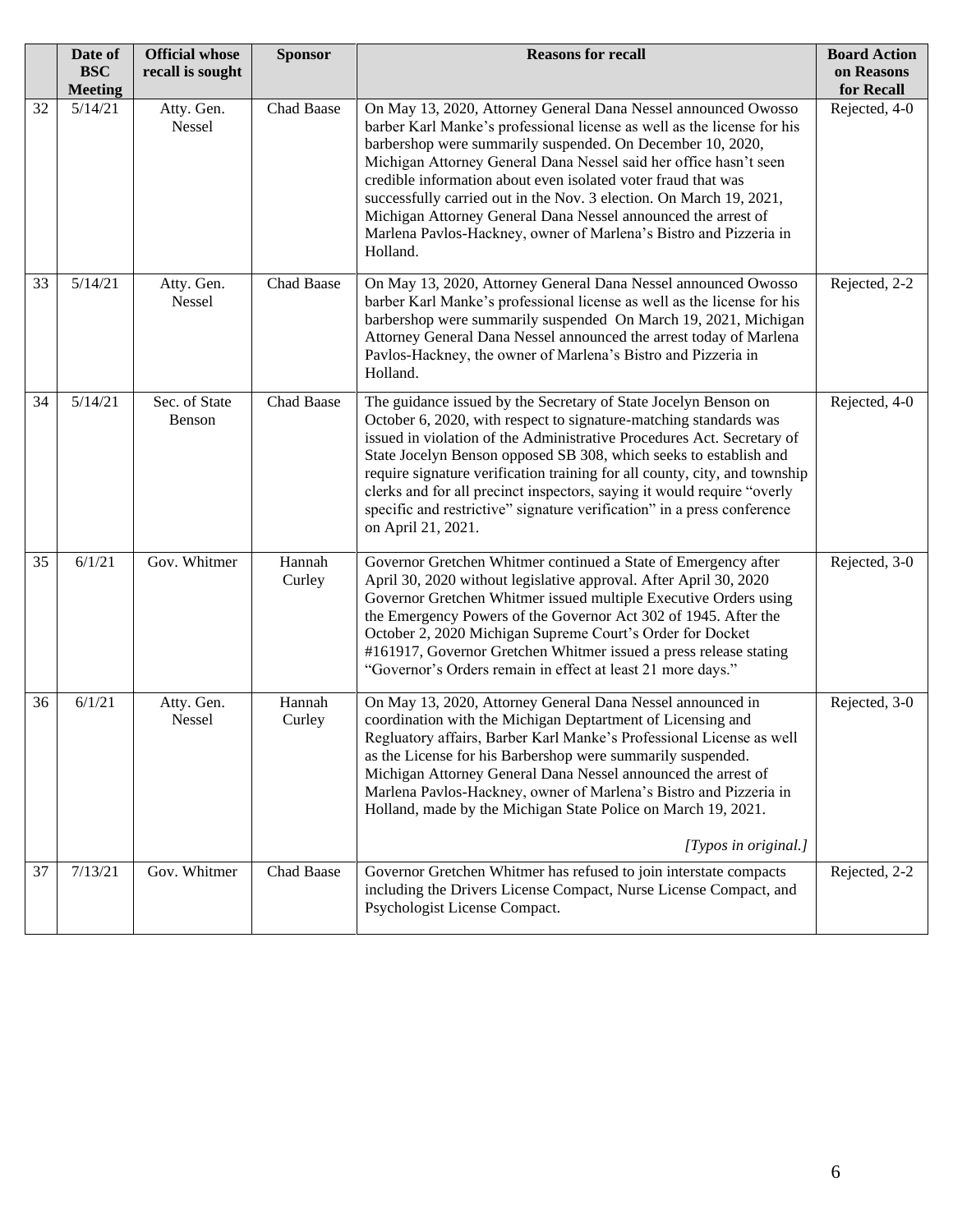| | Date of BSC Meeting | Official whose recall is sought | Sponsor | Reasons for recall | Board Action on Reasons for Recall |
|---|---|---|---|---|---|
| 32 | 5/14/21 | Atty. Gen. Nessel | Chad Baase | On May 13, 2020, Attorney General Dana Nessel announced Owosso barber Karl Manke's professional license as well as the license for his barbershop were summarily suspended. On December 10, 2020, Michigan Attorney General Dana Nessel said her office hasn't seen credible information about even isolated voter fraud that was successfully carried out in the Nov. 3 election. On March 19, 2021, Michigan Attorney General Dana Nessel announced the arrest of Marlena Pavlos-Hackney, owner of Marlena's Bistro and Pizzeria in Holland. | Rejected, 4-0 |
| 33 | 5/14/21 | Atty. Gen. Nessel | Chad Baase | On May 13, 2020, Attorney General Dana Nessel announced Owosso barber Karl Manke's professional license as well as the license for his barbershop were summarily suspended On March 19, 2021, Michigan Attorney General Dana Nessel announced the arrest today of Marlena Pavlos-Hackney, the owner of Marlena's Bistro and Pizzeria in Holland. | Rejected, 2-2 |
| 34 | 5/14/21 | Sec. of State Benson | Chad Baase | The guidance issued by the Secretary of State Jocelyn Benson on October 6, 2020, with respect to signature-matching standards was issued in violation of the Administrative Procedures Act. Secretary of State Jocelyn Benson opposed SB 308, which seeks to establish and require signature verification training for all county, city, and township clerks and for all precinct inspectors, saying it would require "overly specific and restrictive" signature verification" in a press conference on April 21, 2021. | Rejected, 4-0 |
| 35 | 6/1/21 | Gov. Whitmer | Hannah Curley | Governor Gretchen Whitmer continued a State of Emergency after April 30, 2020 without legislative approval. After April 30, 2020 Governor Gretchen Whitmer issued multiple Executive Orders using the Emergency Powers of the Governor Act 302 of 1945. After the October 2, 2020 Michigan Supreme Court's Order for Docket #161917, Governor Gretchen Whitmer issued a press release stating "Governor's Orders remain in effect at least 21 more days." | Rejected, 3-0 |
| 36 | 6/1/21 | Atty. Gen. Nessel | Hannah Curley | On May 13, 2020, Attorney General Dana Nessel announced in coordination with the Michigan Deptartment of Licensing and Regluatory affairs, Barber Karl Manke's Professional License as well as the License for his Barbershop were summarily suspended. Michigan Attorney General Dana Nessel announced the arrest of Marlena Pavlos-Hackney, owner of Marlena's Bistro and Pizzeria in Holland, made by the Michigan State Police on March 19, 2021. *[Typos in original.]* | Rejected, 3-0 |
| 37 | 7/13/21 | Gov. Whitmer | Chad Baase | Governor Gretchen Whitmer has refused to join interstate compacts including the Drivers License Compact, Nurse License Compact, and Psychologist License Compact. | Rejected, 2-2 |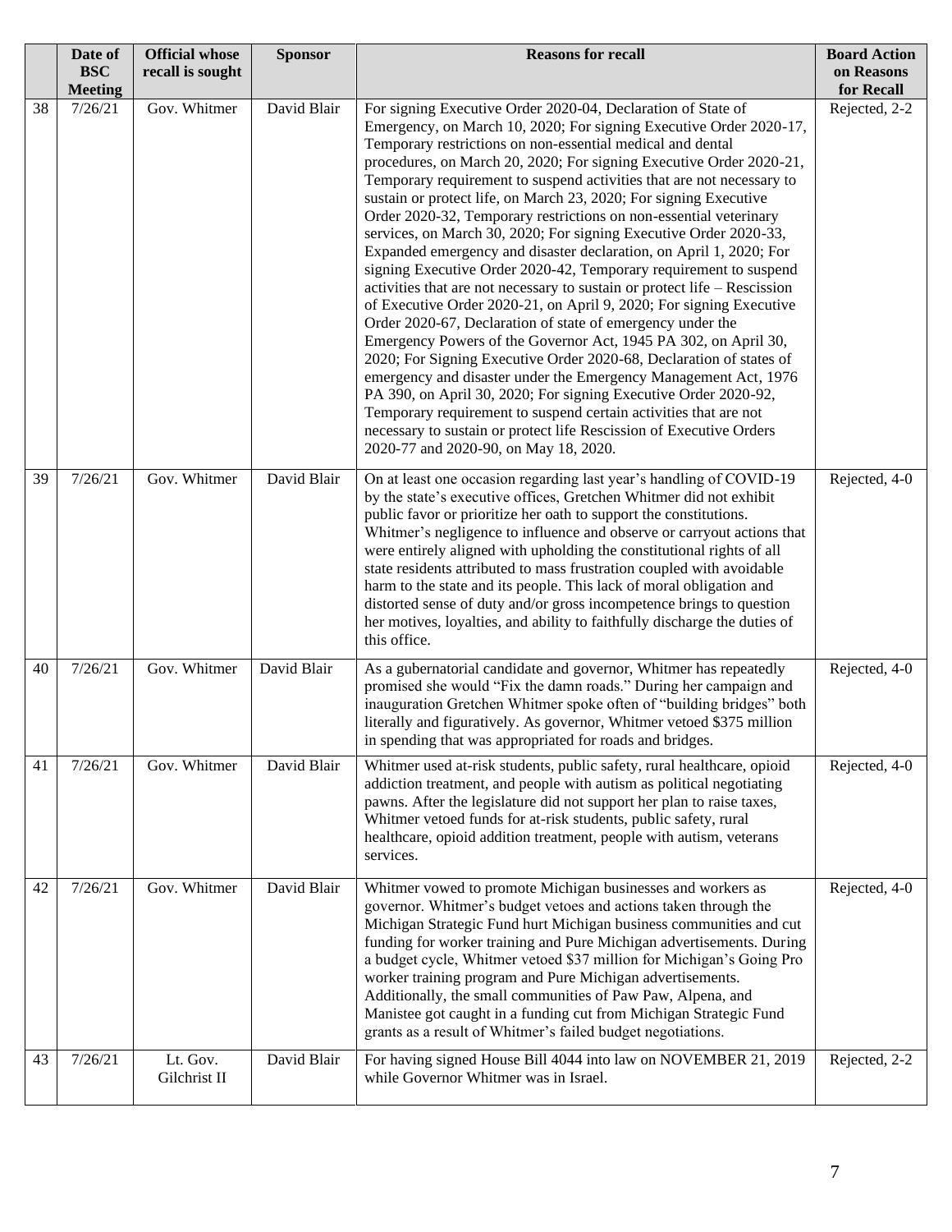|  | Date of BSC Meeting | Official whose recall is sought | Sponsor | Reasons for recall | Board Action on Reasons for Recall |
|---|---|---|---|---|---|
| 38 | 7/26/21 | Gov. Whitmer | David Blair | For signing Executive Order 2020-04, Declaration of State of Emergency, on March 10, 2020; For signing Executive Order 2020-17, Temporary restrictions on non-essential medical and dental procedures, on March 20, 2020; For signing Executive Order 2020-21, Temporary requirement to suspend activities that are not necessary to sustain or protect life, on March 23, 2020; For signing Executive Order 2020-32, Temporary restrictions on non-essential veterinary services, on March 30, 2020; For signing Executive Order 2020-33, Expanded emergency and disaster declaration, on April 1, 2020; For signing Executive Order 2020-42, Temporary requirement to suspend activities that are not necessary to sustain or protect life – Rescission of Executive Order 2020-21, on April 9, 2020; For signing Executive Order 2020-67, Declaration of state of emergency under the Emergency Powers of the Governor Act, 1945 PA 302, on April 30, 2020; For Signing Executive Order 2020-68, Declaration of states of emergency and disaster under the Emergency Management Act, 1976 PA 390, on April 30, 2020; For signing Executive Order 2020-92, Temporary requirement to suspend certain activities that are not necessary to sustain or protect life Rescission of Executive Orders 2020-77 and 2020-90, on May 18, 2020. | Rejected, 2-2 |
| 39 | 7/26/21 | Gov. Whitmer | David Blair | On at least one occasion regarding last year's handling of COVID-19 by the state's executive offices, Gretchen Whitmer did not exhibit public favor or prioritize her oath to support the constitutions. Whitmer's negligence to influence and observe or carryout actions that were entirely aligned with upholding the constitutional rights of all state residents attributed to mass frustration coupled with avoidable harm to the state and its people. This lack of moral obligation and distorted sense of duty and/or gross incompetence brings to question her motives, loyalties, and ability to faithfully discharge the duties of this office. | Rejected, 4-0 |
| 40 | 7/26/21 | Gov. Whitmer | David Blair | As a gubernatorial candidate and governor, Whitmer has repeatedly promised she would "Fix the damn roads." During her campaign and inauguration Gretchen Whitmer spoke often of "building bridges" both literally and figuratively. As governor, Whitmer vetoed $375 million in spending that was appropriated for roads and bridges. | Rejected, 4-0 |
| 41 | 7/26/21 | Gov. Whitmer | David Blair | Whitmer used at-risk students, public safety, rural healthcare, opioid addiction treatment, and people with autism as political negotiating pawns. After the legislature did not support her plan to raise taxes, Whitmer vetoed funds for at-risk students, public safety, rural healthcare, opioid addition treatment, people with autism, veterans services. | Rejected, 4-0 |
| 42 | 7/26/21 | Gov. Whitmer | David Blair | Whitmer vowed to promote Michigan businesses and workers as governor. Whitmer's budget vetoes and actions taken through the Michigan Strategic Fund hurt Michigan business communities and cut funding for worker training and Pure Michigan advertisements. During a budget cycle, Whitmer vetoed $37 million for Michigan's Going Pro worker training program and Pure Michigan advertisements. Additionally, the small communities of Paw Paw, Alpena, and Manistee got caught in a funding cut from Michigan Strategic Fund grants as a result of Whitmer's failed budget negotiations. | Rejected, 4-0 |
| 43 | 7/26/21 | Lt. Gov. Gilchrist II | David Blair | For having signed House Bill 4044 into law on NOVEMBER 21, 2019 while Governor Whitmer was in Israel. | Rejected, 2-2 |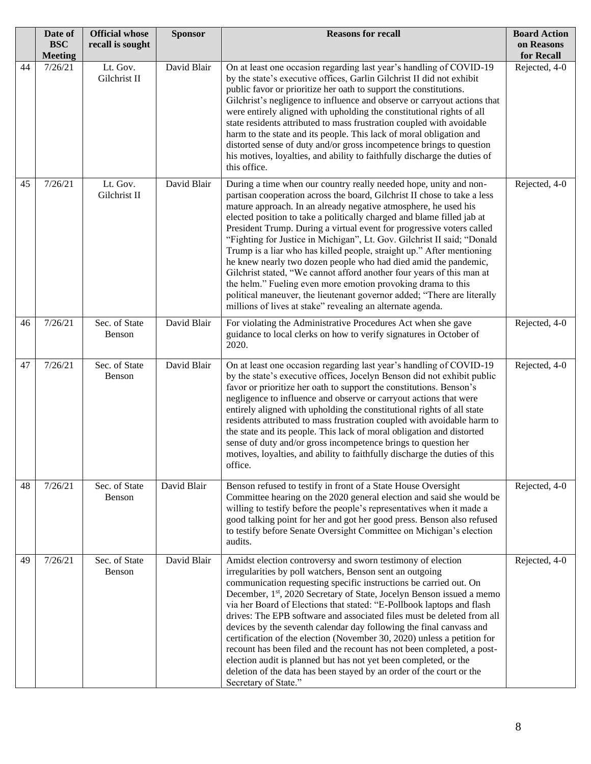| | Date of BSC Meeting | Official whose recall is sought | Sponsor | Reasons for recall | Board Action on Reasons for Recall |
|---|---|---|---|---|---|
| 44 | 7/26/21 | Lt. Gov. Gilchrist II | David Blair | On at least one occasion regarding last year's handling of COVID-19 by the state's executive offices, Garlin Gilchrist II did not exhibit public favor or prioritize her oath to support the constitutions. Gilchrist's negligence to influence and observe or carryout actions that were entirely aligned with upholding the constitutional rights of all state residents attributed to mass frustration coupled with avoidable harm to the state and its people. This lack of moral obligation and distorted sense of duty and/or gross incompetence brings to question his motives, loyalties, and ability to faithfully discharge the duties of this office. | Rejected, 4-0 |
| 45 | 7/26/21 | Lt. Gov. Gilchrist II | David Blair | During a time when our country really needed hope, unity and non-partisan cooperation across the board, Gilchrist II chose to take a less mature approach. In an already negative atmosphere, he used his elected position to take a politically charged and blame filled jab at President Trump. During a virtual event for progressive voters called "Fighting for Justice in Michigan", Lt. Gov. Gilchrist II said; "Donald Trump is a liar who has killed people, straight up." After mentioning he knew nearly two dozen people who had died amid the pandemic, Gilchrist stated, "We cannot afford another four years of this man at the helm." Fueling even more emotion provoking drama to this political maneuver, the lieutenant governor added; "There are literally millions of lives at stake" revealing an alternate agenda. | Rejected, 4-0 |
| 46 | 7/26/21 | Sec. of State Benson | David Blair | For violating the Administrative Procedures Act when she gave guidance to local clerks on how to verify signatures in October of 2020. | Rejected, 4-0 |
| 47 | 7/26/21 | Sec. of State Benson | David Blair | On at least one occasion regarding last year's handling of COVID-19 by the state's executive offices, Jocelyn Benson did not exhibit public favor or prioritize her oath to support the constitutions. Benson's negligence to influence and observe or carryout actions that were entirely aligned with upholding the constitutional rights of all state residents attributed to mass frustration coupled with avoidable harm to the state and its people. This lack of moral obligation and distorted sense of duty and/or gross incompetence brings to question her motives, loyalties, and ability to faithfully discharge the duties of this office. | Rejected, 4-0 |
| 48 | 7/26/21 | Sec. of State Benson | David Blair | Benson refused to testify in front of a State House Oversight Committee hearing on the 2020 general election and said she would be willing to testify before the people's representatives when it made a good talking point for her and got her good press. Benson also refused to testify before Senate Oversight Committee on Michigan's election audits. | Rejected, 4-0 |
| 49 | 7/26/21 | Sec. of State Benson | David Blair | Amidst election controversy and sworn testimony of election irregularities by poll watchers, Benson sent an outgoing communication requesting specific instructions be carried out. On December, 1st, 2020 Secretary of State, Jocelyn Benson issued a memo via her Board of Elections that stated: "E-Pollbook laptops and flash drives: The EPB software and associated files must be deleted from all devices by the seventh calendar day following the final canvass and certification of the election (November 30, 2020) unless a petition for recount has been filed and the recount has not been completed, a post-election audit is planned but has not yet been completed, or the deletion of the data has been stayed by an order of the court or the Secretary of State." | Rejected, 4-0 |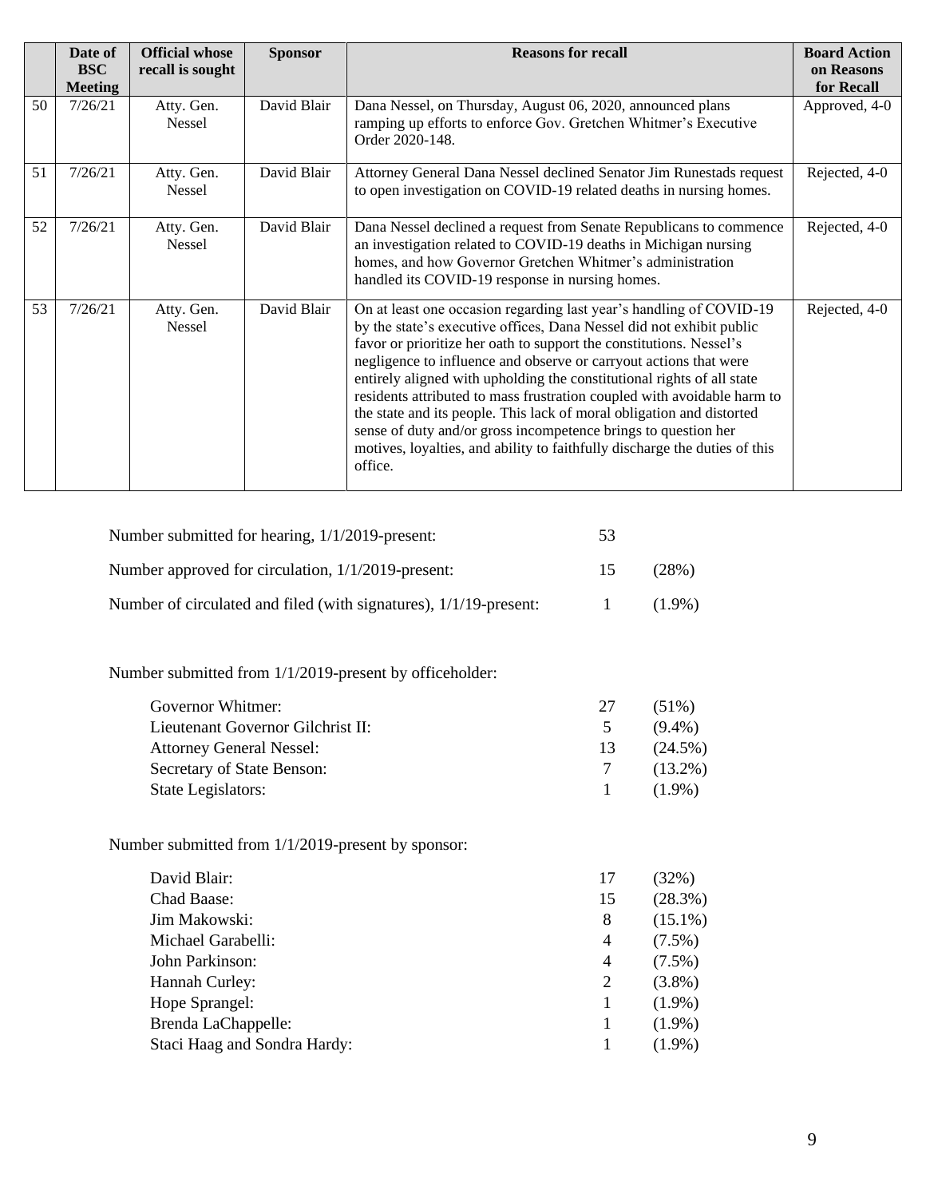| | Date of BSC Meeting | Official whose recall is sought | Sponsor | Reasons for recall | Board Action on Reasons for Recall |
|---|---|---|---|---|---|
| 50 | 7/26/21 | Atty. Gen. Nessel | David Blair | Dana Nessel, on Thursday, August 06, 2020, announced plans ramping up efforts to enforce Gov. Gretchen Whitmer's Executive Order 2020-148. | Approved, 4-0 |
| 51 | 7/26/21 | Atty. Gen. Nessel | David Blair | Attorney General Dana Nessel declined Senator Jim Runestads request to open investigation on COVID-19 related deaths in nursing homes. | Rejected, 4-0 |
| 52 | 7/26/21 | Atty. Gen. Nessel | David Blair | Dana Nessel declined a request from Senate Republicans to commence an investigation related to COVID-19 deaths in Michigan nursing homes, and how Governor Gretchen Whitmer's administration handled its COVID-19 response in nursing homes. | Rejected, 4-0 |
| 53 | 7/26/21 | Atty. Gen. Nessel | David Blair | On at least one occasion regarding last year's handling of COVID-19 by the state's executive offices, Dana Nessel did not exhibit public favor or prioritize her oath to support the constitutions. Nessel's negligence to influence and observe or carryout actions that were entirely aligned with upholding the constitutional rights of all state residents attributed to mass frustration coupled with avoidable harm to the state and its people. This lack of moral obligation and distorted sense of duty and/or gross incompetence brings to question her motives, loyalties, and ability to faithfully discharge the duties of this office. | Rejected, 4-0 |

| | | |
|---|---|---|
| Number submitted for hearing, 1/1/2019-present: | 53 | |
| Number approved for circulation, 1/1/2019-present: | 15 | (28%) |
| Number of circulated and filed (with signatures), 1/1/19-present: | 1 | (1.9%) |

Number submitted from 1/1/2019-present by officeholder:

| | | |
|---|---|---|
| Governor Whitmer: | 27 | (51%) |
| Lieutenant Governor Gilchrist II: | 5 | (9.4%) |
| Attorney General Nessel: | 13 | (24.5%) |
| Secretary of State Benson: | 7 | (13.2%) |
| State Legislators: | 1 | (1.9%) |

Number submitted from 1/1/2019-present by sponsor:

| | | |
|---|---|---|
| David Blair: | 17 | (32%) |
| Chad Baase: | 15 | (28.3%) |
| Jim Makowski: | 8 | (15.1%) |
| Michael Garabelli: | 4 | (7.5%) |
| John Parkinson: | 4 | (7.5%) |
| Hannah Curley: | 2 | (3.8%) |
| Hope Sprangel: | 1 | (1.9%) |
| Brenda LaChappelle: | 1 | (1.9%) |
| Staci Haag and Sondra Hardy: | 1 | (1.9%) |